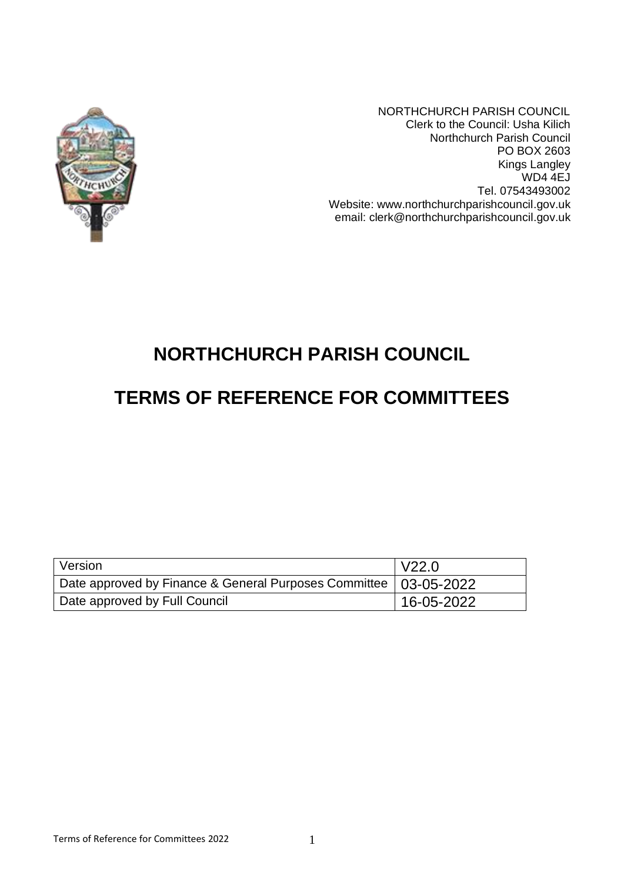NORTHCHURCH PARISH COUNCIL
Clerk to the Council: Usha Kilich
Northchurch Parish Council
PO BOX 2603
Kings Langley
WD4 4EJ
Tel. 07543493002
Website: www.northchurchparishcouncil.gov.uk
email: clerk@northchurchparishcouncil.gov.uk

# NORTHCHURCH PARISH COUNCIL

# TERMS OF REFERENCE FOR COMMITTEES

| Version | V22.0 |
|---|---|
| Date approved by Finance & General Purposes Committee | 03-05-2022 |
| Date approved by Full Council | 16-05-2022 |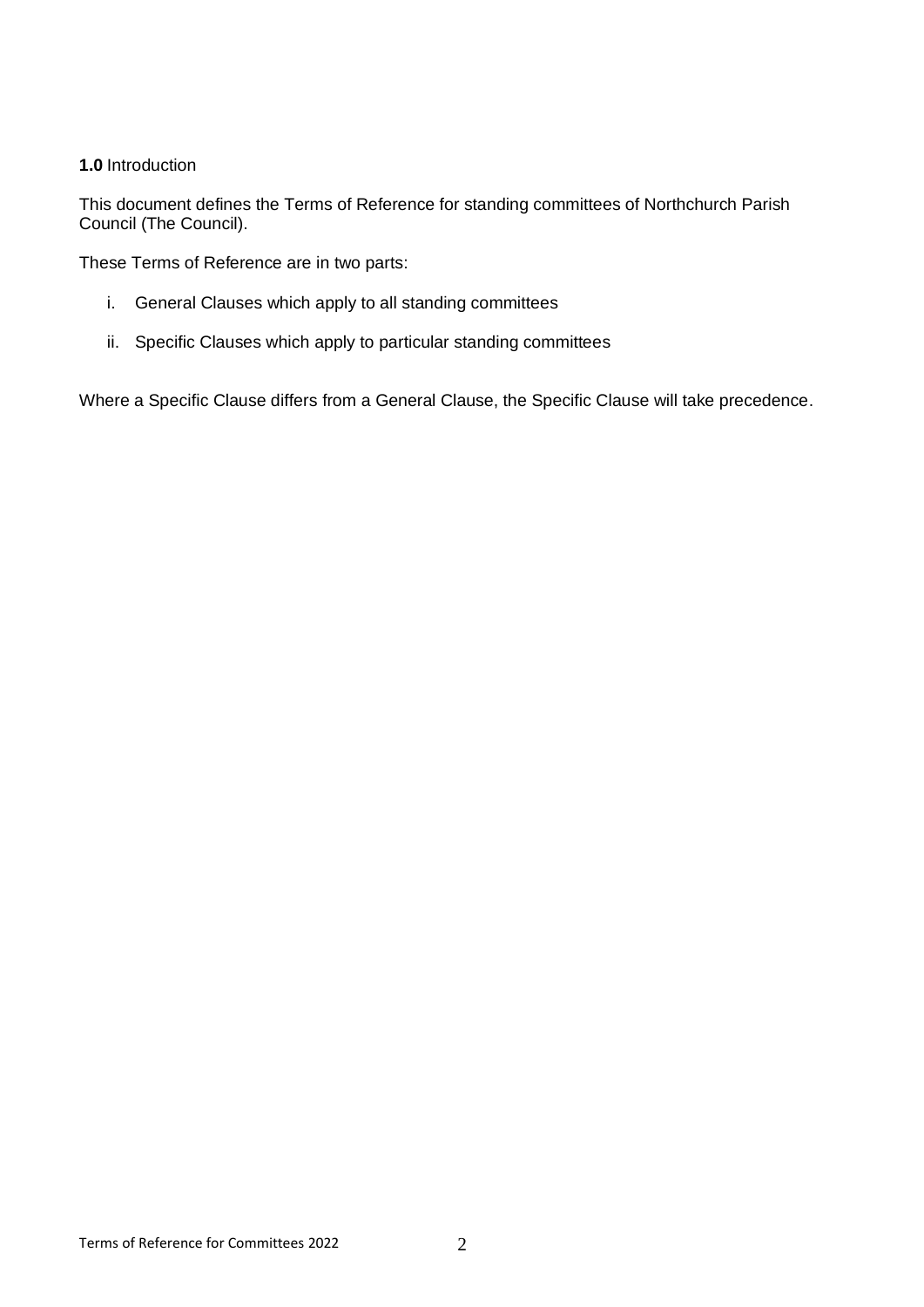**1.0** Introduction

This document defines the Terms of Reference for standing committees of Northchurch Parish Council (The Council).

These Terms of Reference are in two parts:

i. General Clauses which apply to all standing committees

ii. Specific Clauses which apply to particular standing committees

Where a Specific Clause differs from a General Clause, the Specific Clause will take precedence.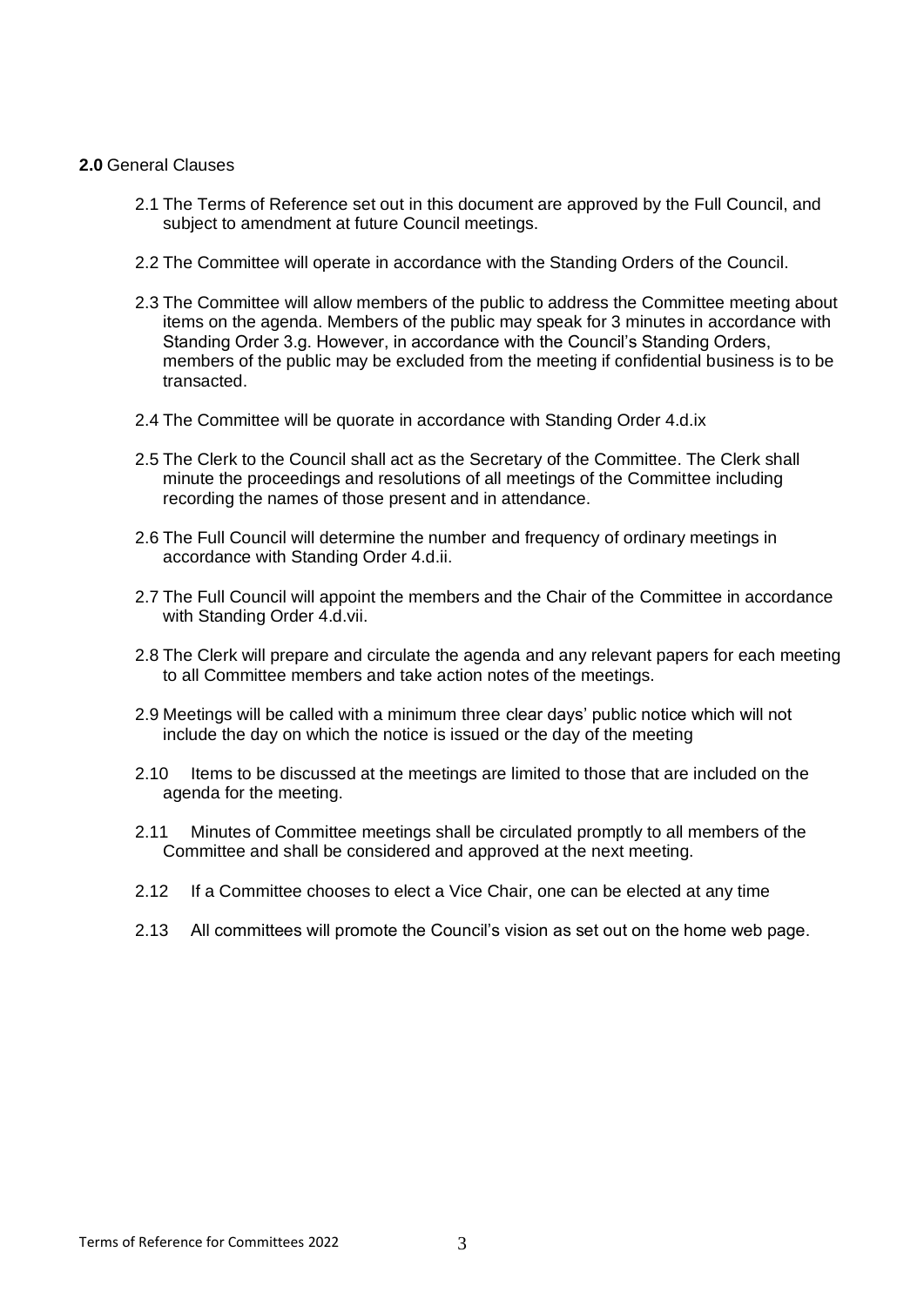**2.0** General Clauses

2.1 The Terms of Reference set out in this document are approved by the Full Council, and subject to amendment at future Council meetings.

2.2 The Committee will operate in accordance with the Standing Orders of the Council.

2.3 The Committee will allow members of the public to address the Committee meeting about items on the agenda. Members of the public may speak for 3 minutes in accordance with Standing Order 3.g. However, in accordance with the Council's Standing Orders, members of the public may be excluded from the meeting if confidential business is to be transacted.

2.4 The Committee will be quorate in accordance with Standing Order 4.d.ix

2.5 The Clerk to the Council shall act as the Secretary of the Committee. The Clerk shall minute the proceedings and resolutions of all meetings of the Committee including recording the names of those present and in attendance.

2.6 The Full Council will determine the number and frequency of ordinary meetings in accordance with Standing Order 4.d.ii.

2.7 The Full Council will appoint the members and the Chair of the Committee in accordance with Standing Order 4.d.vii.

2.8 The Clerk will prepare and circulate the agenda and any relevant papers for each meeting to all Committee members and take action notes of the meetings.

2.9 Meetings will be called with a minimum three clear days' public notice which will not include the day on which the notice is issued or the day of the meeting

2.10 Items to be discussed at the meetings are limited to those that are included on the agenda for the meeting.

2.11 Minutes of Committee meetings shall be circulated promptly to all members of the Committee and shall be considered and approved at the next meeting.

2.12 If a Committee chooses to elect a Vice Chair, one can be elected at any time

2.13 All committees will promote the Council's vision as set out on the home web page.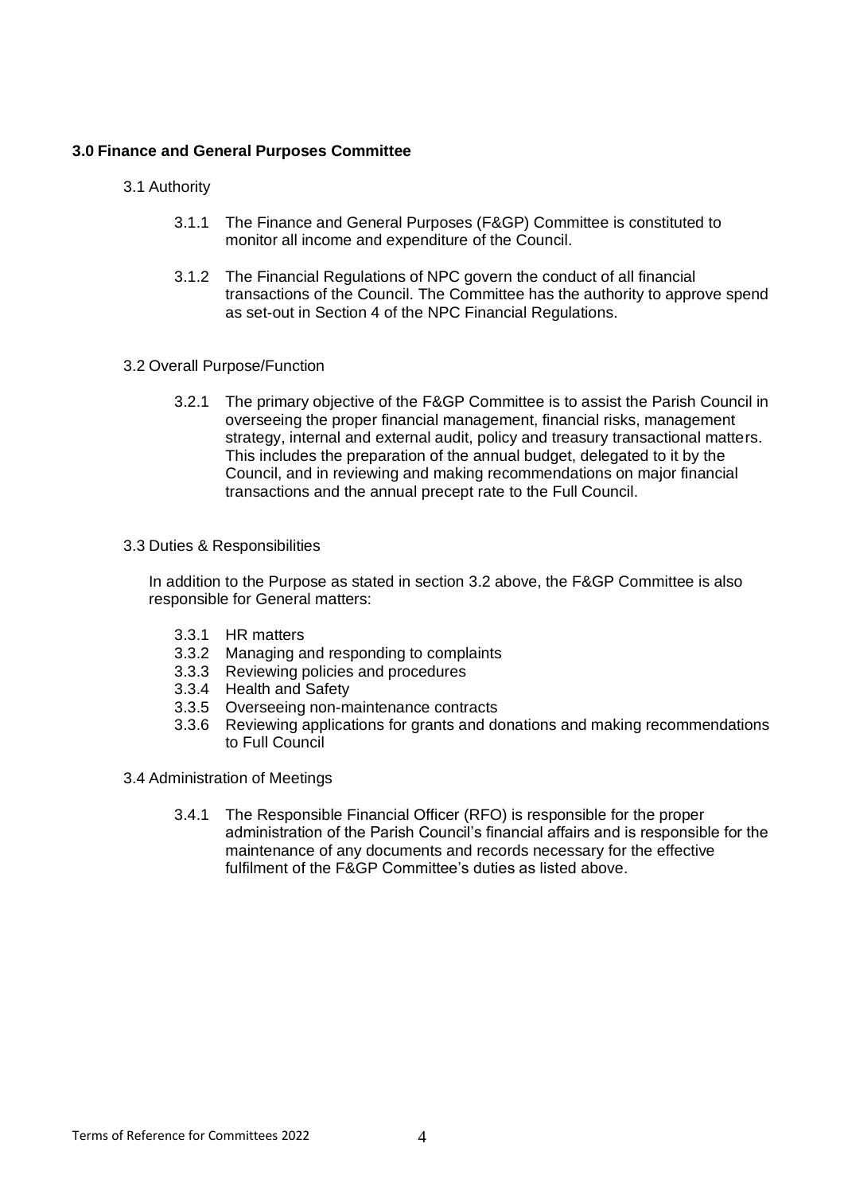## 3.0 Finance and General Purposes Committee

### 3.1 Authority

3.1.1 The Finance and General Purposes (F&GP) Committee is constituted to monitor all income and expenditure of the Council.

3.1.2 The Financial Regulations of NPC govern the conduct of all financial transactions of the Council. The Committee has the authority to approve spend as set-out in Section 4 of the NPC Financial Regulations.

### 3.2 Overall Purpose/Function

3.2.1 The primary objective of the F&GP Committee is to assist the Parish Council in overseeing the proper financial management, financial risks, management strategy, internal and external audit, policy and treasury transactional matters. This includes the preparation of the annual budget, delegated to it by the Council, and in reviewing and making recommendations on major financial transactions and the annual precept rate to the Full Council.

### 3.3 Duties & Responsibilities

In addition to the Purpose as stated in section 3.2 above, the F&GP Committee is also responsible for General matters:

3.3.1 HR matters
3.3.2 Managing and responding to complaints
3.3.3 Reviewing policies and procedures
3.3.4 Health and Safety
3.3.5 Overseeing non-maintenance contracts
3.3.6 Reviewing applications for grants and donations and making recommendations to Full Council

### 3.4 Administration of Meetings

3.4.1 The Responsible Financial Officer (RFO) is responsible for the proper administration of the Parish Council's financial affairs and is responsible for the maintenance of any documents and records necessary for the effective fulfilment of the F&GP Committee's duties as listed above.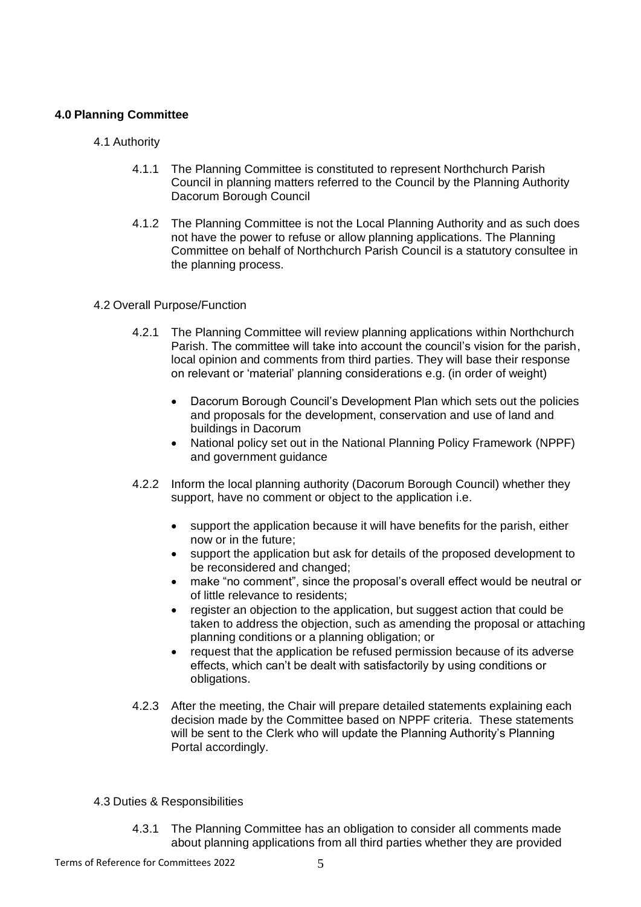## 4.0 Planning Committee

4.1 Authority

4.1.1 The Planning Committee is constituted to represent Northchurch Parish Council in planning matters referred to the Council by the Planning Authority Dacorum Borough Council

4.1.2 The Planning Committee is not the Local Planning Authority and as such does not have the power to refuse or allow planning applications. The Planning Committee on behalf of Northchurch Parish Council is a statutory consultee in the planning process.

4.2 Overall Purpose/Function

4.2.1 The Planning Committee will review planning applications within Northchurch Parish. The committee will take into account the council's vision for the parish, local opinion and comments from third parties. They will base their response on relevant or 'material' planning considerations e.g. (in order of weight)

- Dacorum Borough Council's Development Plan which sets out the policies and proposals for the development, conservation and use of land and buildings in Dacorum
- National policy set out in the National Planning Policy Framework (NPPF) and government guidance

4.2.2 Inform the local planning authority (Dacorum Borough Council) whether they support, have no comment or object to the application i.e.

- support the application because it will have benefits for the parish, either now or in the future;
- support the application but ask for details of the proposed development to be reconsidered and changed;
- make "no comment", since the proposal's overall effect would be neutral or of little relevance to residents;
- register an objection to the application, but suggest action that could be taken to address the objection, such as amending the proposal or attaching planning conditions or a planning obligation; or
- request that the application be refused permission because of its adverse effects, which can't be dealt with satisfactorily by using conditions or obligations.

4.2.3 After the meeting, the Chair will prepare detailed statements explaining each decision made by the Committee based on NPPF criteria. These statements will be sent to the Clerk who will update the Planning Authority's Planning Portal accordingly.

4.3 Duties & Responsibilities

4.3.1 The Planning Committee has an obligation to consider all comments made about planning applications from all third parties whether they are provided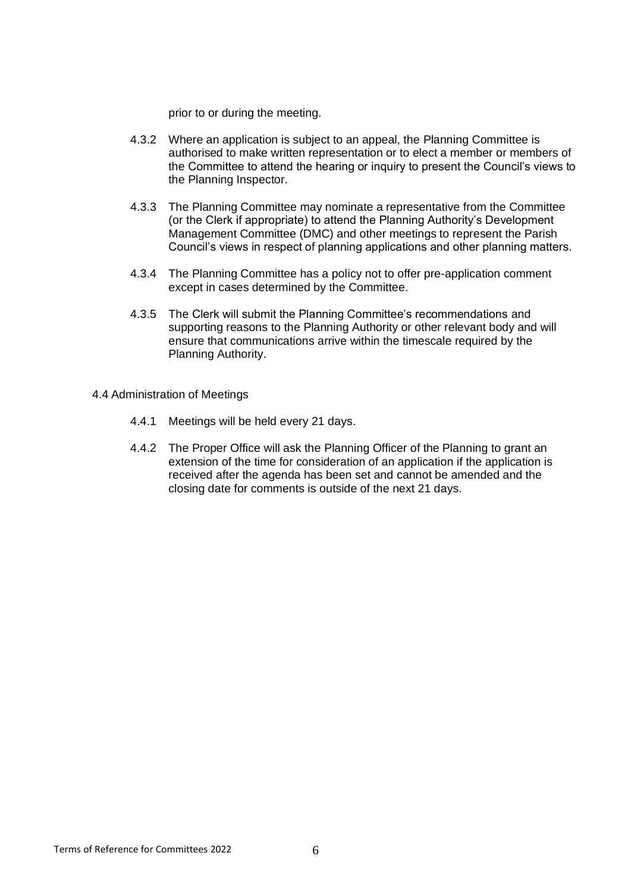prior to or during the meeting.

4.3.2 Where an application is subject to an appeal, the Planning Committee is authorised to make written representation or to elect a member or members of the Committee to attend the hearing or inquiry to present the Council's views to the Planning Inspector.

4.3.3 The Planning Committee may nominate a representative from the Committee (or the Clerk if appropriate) to attend the Planning Authority's Development Management Committee (DMC) and other meetings to represent the Parish Council's views in respect of planning applications and other planning matters.

4.3.4 The Planning Committee has a policy not to offer pre-application comment except in cases determined by the Committee.

4.3.5 The Clerk will submit the Planning Committee's recommendations and supporting reasons to the Planning Authority or other relevant body and will ensure that communications arrive within the timescale required by the Planning Authority.

4.4 Administration of Meetings

4.4.1 Meetings will be held every 21 days.

4.4.2 The Proper Office will ask the Planning Officer of the Planning to grant an extension of the time for consideration of an application if the application is received after the agenda has been set and cannot be amended and the closing date for comments is outside of the next 21 days.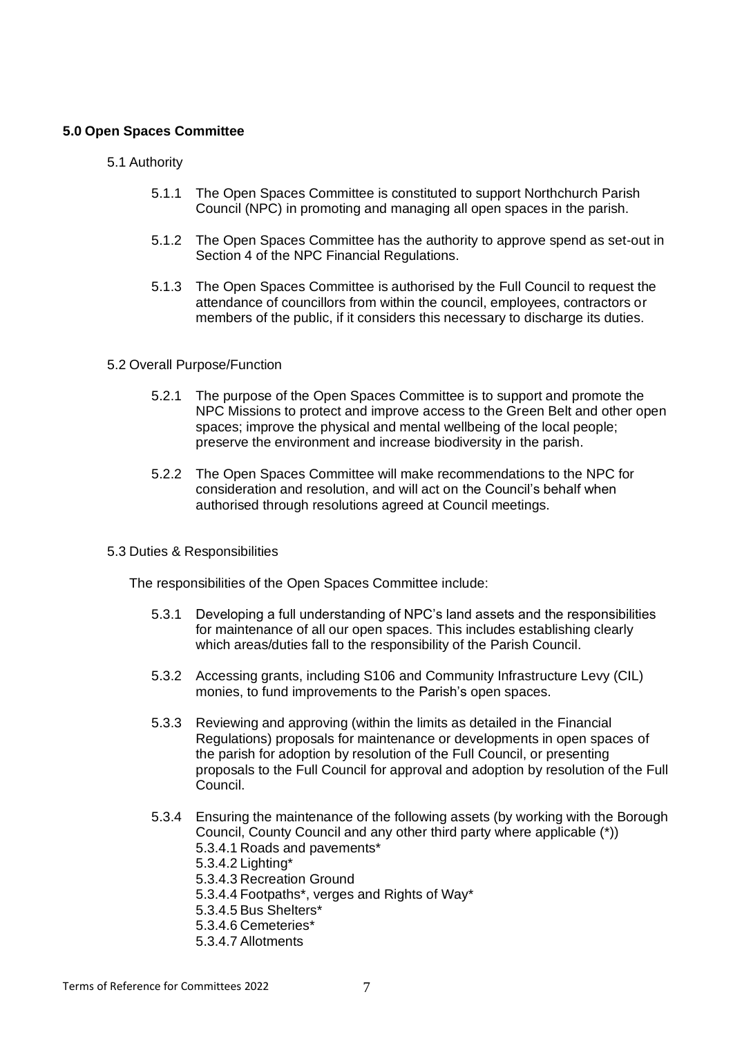## 5.0 Open Spaces Committee

### 5.1 Authority

5.1.1 The Open Spaces Committee is constituted to support Northchurch Parish Council (NPC) in promoting and managing all open spaces in the parish.

5.1.2 The Open Spaces Committee has the authority to approve spend as set-out in Section 4 of the NPC Financial Regulations.

5.1.3 The Open Spaces Committee is authorised by the Full Council to request the attendance of councillors from within the council, employees, contractors or members of the public, if it considers this necessary to discharge its duties.

### 5.2 Overall Purpose/Function

5.2.1 The purpose of the Open Spaces Committee is to support and promote the NPC Missions to protect and improve access to the Green Belt and other open spaces; improve the physical and mental wellbeing of the local people; preserve the environment and increase biodiversity in the parish.

5.2.2 The Open Spaces Committee will make recommendations to the NPC for consideration and resolution, and will act on the Council's behalf when authorised through resolutions agreed at Council meetings.

### 5.3 Duties & Responsibilities

The responsibilities of the Open Spaces Committee include:

5.3.1 Developing a full understanding of NPC's land assets and the responsibilities for maintenance of all our open spaces. This includes establishing clearly which areas/duties fall to the responsibility of the Parish Council.

5.3.2 Accessing grants, including S106 and Community Infrastructure Levy (CIL) monies, to fund improvements to the Parish's open spaces.

5.3.3 Reviewing and approving (within the limits as detailed in the Financial Regulations) proposals for maintenance or developments in open spaces of the parish for adoption by resolution of the Full Council, or presenting proposals to the Full Council for approval and adoption by resolution of the Full Council.

5.3.4 Ensuring the maintenance of the following assets (by working with the Borough Council, County Council and any other third party where applicable (*))

- 5.3.4.1 Roads and pavements*
- 5.3.4.2 Lighting*
- 5.3.4.3 Recreation Ground
- 5.3.4.4 Footpaths*, verges and Rights of Way*
- 5.3.4.5 Bus Shelters*
- 5.3.4.6 Cemeteries*
- 5.3.4.7 Allotments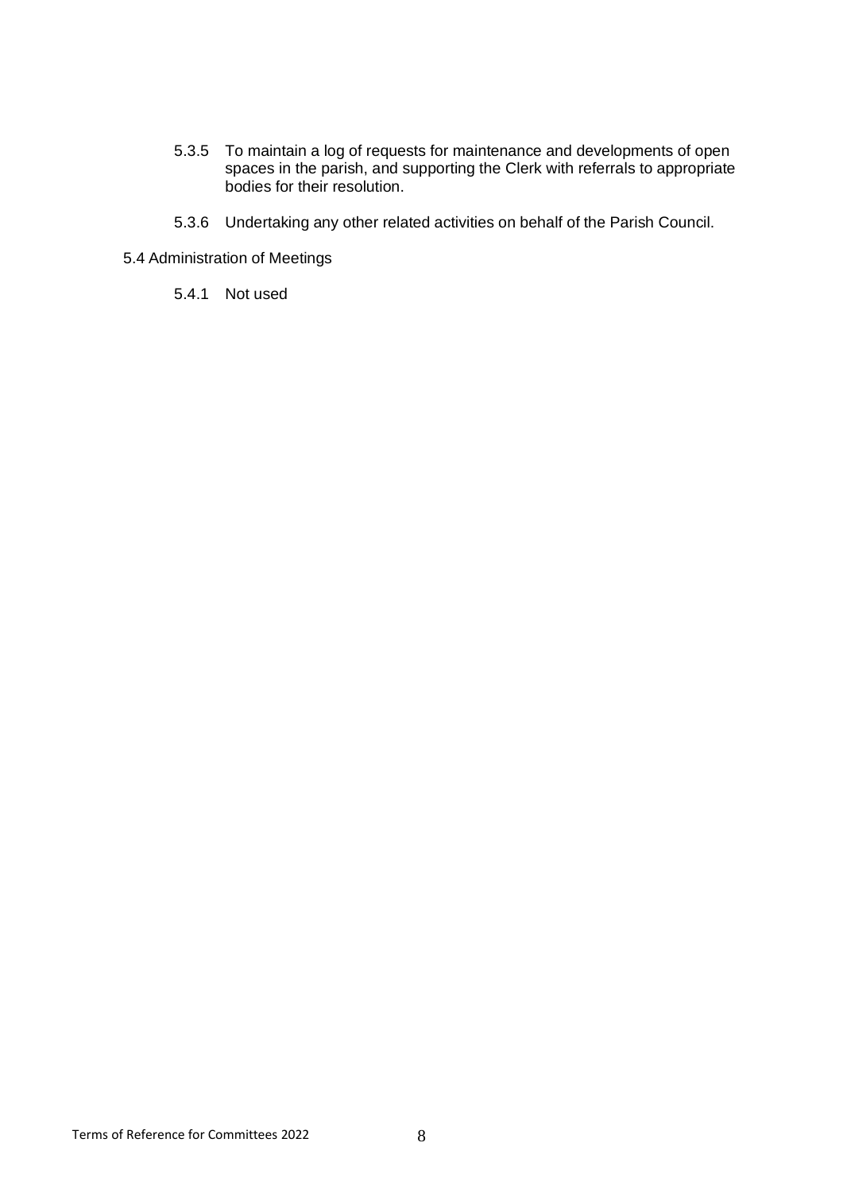5.3.5 To maintain a log of requests for maintenance and developments of open spaces in the parish, and supporting the Clerk with referrals to appropriate bodies for their resolution.

5.3.6 Undertaking any other related activities on behalf of the Parish Council.

5.4 Administration of Meetings

5.4.1 Not used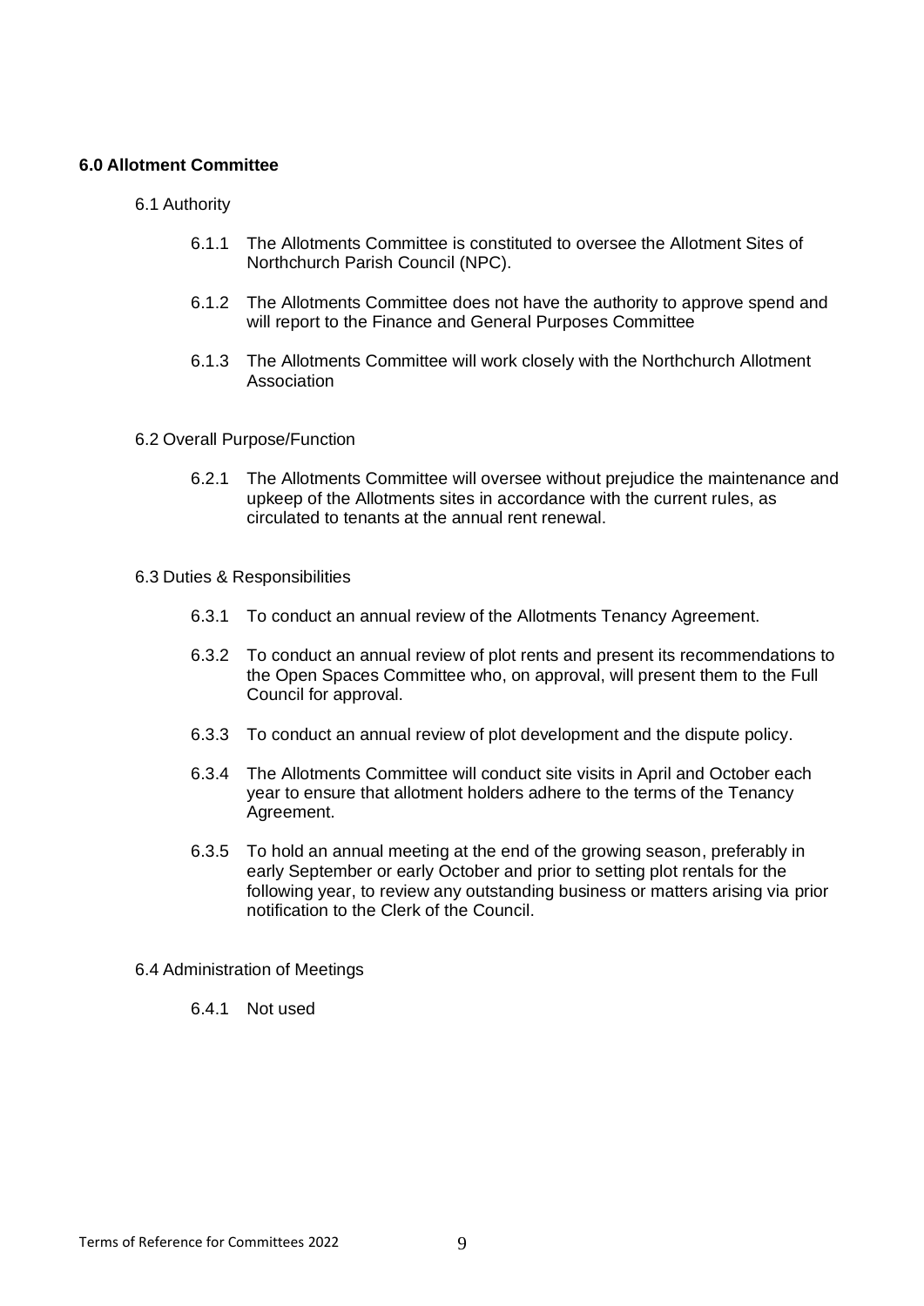## 6.0 Allotment Committee

### 6.1 Authority

6.1.1 The Allotments Committee is constituted to oversee the Allotment Sites of Northchurch Parish Council (NPC).

6.1.2 The Allotments Committee does not have the authority to approve spend and will report to the Finance and General Purposes Committee

6.1.3 The Allotments Committee will work closely with the Northchurch Allotment Association

### 6.2 Overall Purpose/Function

6.2.1 The Allotments Committee will oversee without prejudice the maintenance and upkeep of the Allotments sites in accordance with the current rules, as circulated to tenants at the annual rent renewal.

### 6.3 Duties & Responsibilities

6.3.1 To conduct an annual review of the Allotments Tenancy Agreement.

6.3.2 To conduct an annual review of plot rents and present its recommendations to the Open Spaces Committee who, on approval, will present them to the Full Council for approval.

6.3.3 To conduct an annual review of plot development and the dispute policy.

6.3.4 The Allotments Committee will conduct site visits in April and October each year to ensure that allotment holders adhere to the terms of the Tenancy Agreement.

6.3.5 To hold an annual meeting at the end of the growing season, preferably in early September or early October and prior to setting plot rentals for the following year, to review any outstanding business or matters arising via prior notification to the Clerk of the Council.

### 6.4 Administration of Meetings

6.4.1 Not used